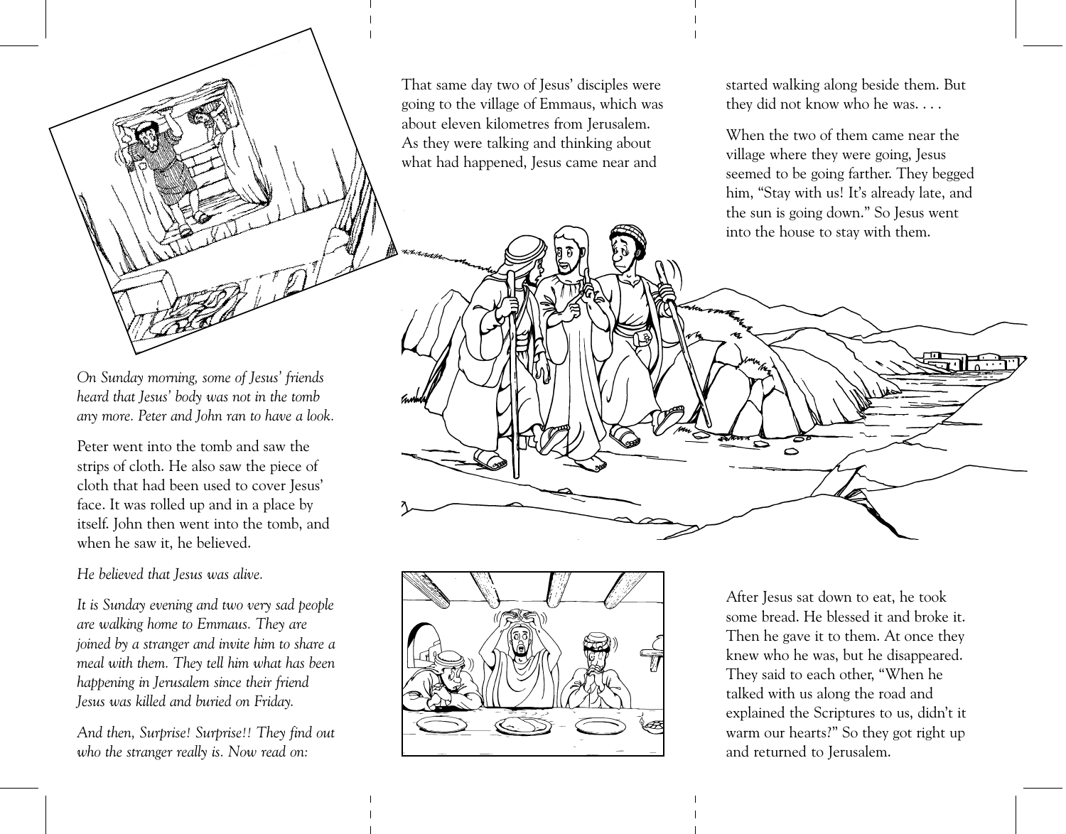*On Sunday morning, some of Jesus' friends heard that Jesus' body was not in the tomb any more. Peter and John ran to have a look.*

Peter went into the tomb and saw the strips of cloth. He also saw the piece of cloth that had been used to cover Jesus' face. It was rolled up and in a place by itself. John then went into the tomb, and when he saw it, he believed.

*He believed that Jesus was alive.*

*It is Sunday evening and two very sad people are walking home to Emmaus. They are joined by a stranger and invite him to share a meal with them. They tell him what has been happening in Jerusalem since their friend Jesus was killed and buried on Friday.*

*And then, Surprise! Surprise!! They find out who the stranger really is. Now read on:*

That same day two of Jesus' disciples were going to the village of Emmaus, which was about eleven kilometres from Jerusalem. As they were talking and thinking about what had happened, Jesus came near and started walking along beside them. But they did not know who he was. . . .

When the two of them came near the village where they were going, Jesus seemed to be going farther. They begged him, "Stay with us! It's already late, and the sun is going down." So Jesus went into the house to stay with them.

After Jesus sat down to eat, he took some bread. He blessed it and broke it. Then he gave it to them. At once they knew who he was, but he disappeared. They said to each other, "When he talked with us along the road and explained the Scriptures to us, didn't it warm our hearts?" So they got right up and returned to Jerusalem.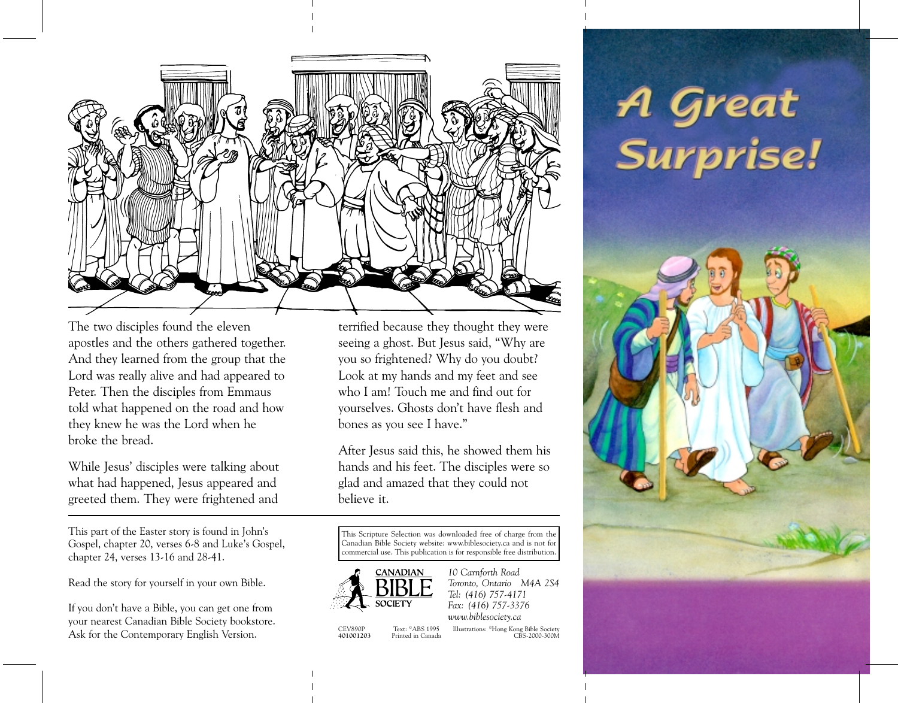The two disciples found the eleven apostles and the others gathered together. And they learned from the group that the Lord was really alive and had appeared to Peter. Then the disciples from Emmaus told what happened on the road and how they knew he was the Lord when he broke the bread.

While Jesus' disciples were talking about what had happened, Jesus appeared and greeted them. They were frightened and terrified because they thought they were seeing a ghost. But Jesus said, "Why are you so frightened? Why do you doubt? Look at my hands and my feet and see who I am! Touch me and find out for yourselves. Ghosts don't have flesh and bones as you see I have."

After Jesus said this, he showed them his hands and his feet. The disciples were so glad and amazed that they could not believe it.

---

This part of the Easter story is found in John's Gospel, chapter 20, verses 6-8 and Luke's Gospel, chapter 24, verses 13-16 and 28-41.

Read the story for yourself in your own Bible.

If you don't have a Bible, you can get one from your nearest Canadian Bible Society bookstore. Ask for the Contemporary English Version.

This Scripture Selection was downloaded free of charge from the Canadian Bible Society website: www.biblesociety.ca and is not for commercial use. This publication is for responsible free distribution.

CANADIAN BIBLE SOCIETY

*10 Carnforth Road*
*Toronto, Ontario M4A 2S4*
*Tel: (416) 757-4171*
*Fax: (416) 757-3376*
*www.biblesociety.ca*

CEV890P
**401001203**

Text: ©ABS 1995
Printed in Canada

Illustrations: ©Hong Kong Bible Society
CBS-2000-300M

# A Great Surprise!